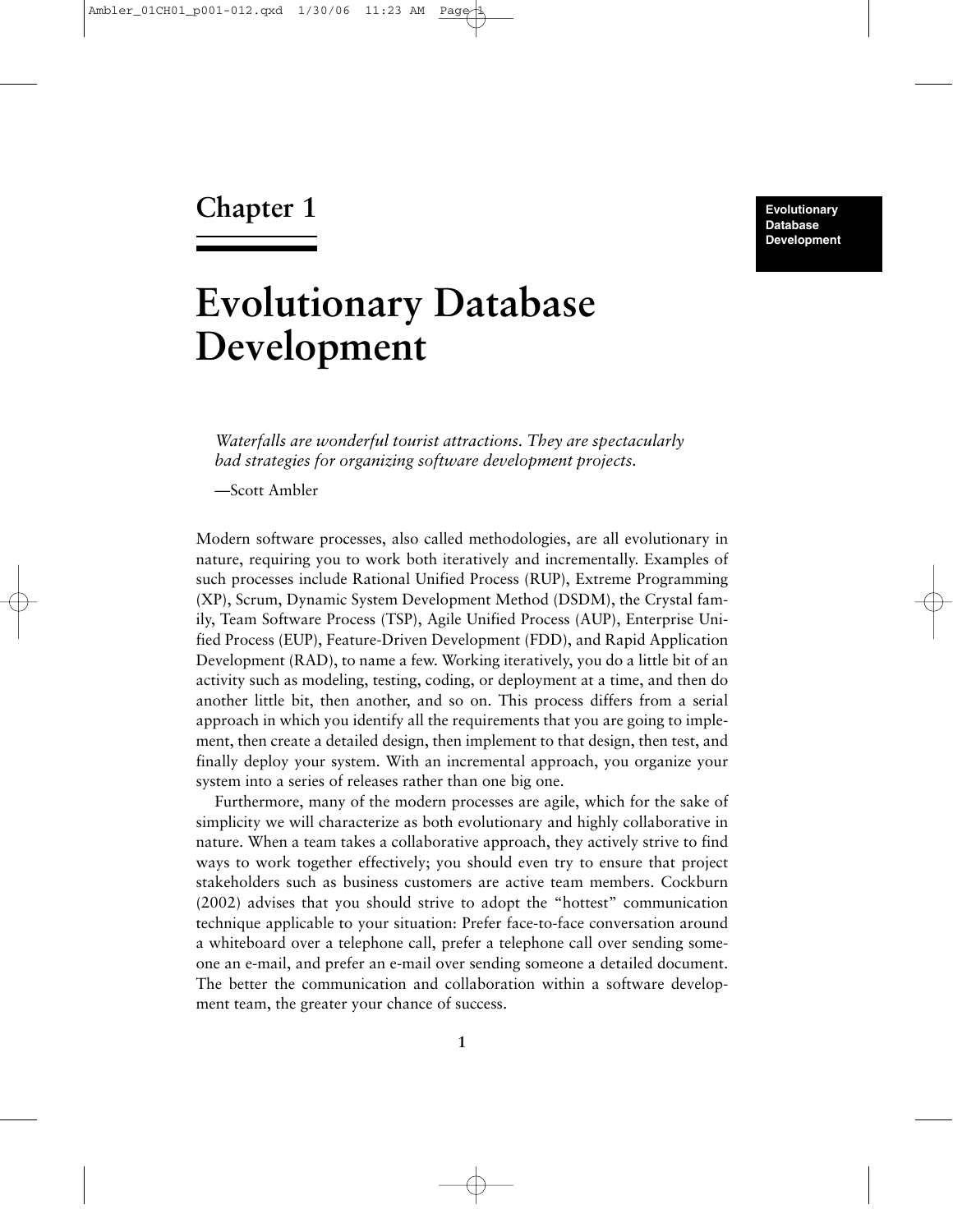# Chapter 1

# Evolutionary Database Development

*Waterfalls are wonderful tourist attractions. They are spectacularly bad strategies for organizing software development projects.*

—Scott Ambler

Modern software processes, also called methodologies, are all evolutionary in nature, requiring you to work both iteratively and incrementally. Examples of such processes include Rational Unified Process (RUP), Extreme Programming (XP), Scrum, Dynamic System Development Method (DSDM), the Crystal family, Team Software Process (TSP), Agile Unified Process (AUP), Enterprise Unified Process (EUP), Feature-Driven Development (FDD), and Rapid Application Development (RAD), to name a few. Working iteratively, you do a little bit of an activity such as modeling, testing, coding, or deployment at a time, and then do another little bit, then another, and so on. This process differs from a serial approach in which you identify all the requirements that you are going to implement, then create a detailed design, then implement to that design, then test, and finally deploy your system. With an incremental approach, you organize your system into a series of releases rather than one big one.

Furthermore, many of the modern processes are agile, which for the sake of simplicity we will characterize as both evolutionary and highly collaborative in nature. When a team takes a collaborative approach, they actively strive to find ways to work together effectively; you should even try to ensure that project stakeholders such as business customers are active team members. Cockburn (2002) advises that you should strive to adopt the "hottest" communication technique applicable to your situation: Prefer face-to-face conversation around a whiteboard over a telephone call, prefer a telephone call over sending someone an e-mail, and prefer an e-mail over sending someone a detailed document. The better the communication and collaboration within a software development team, the greater your chance of success.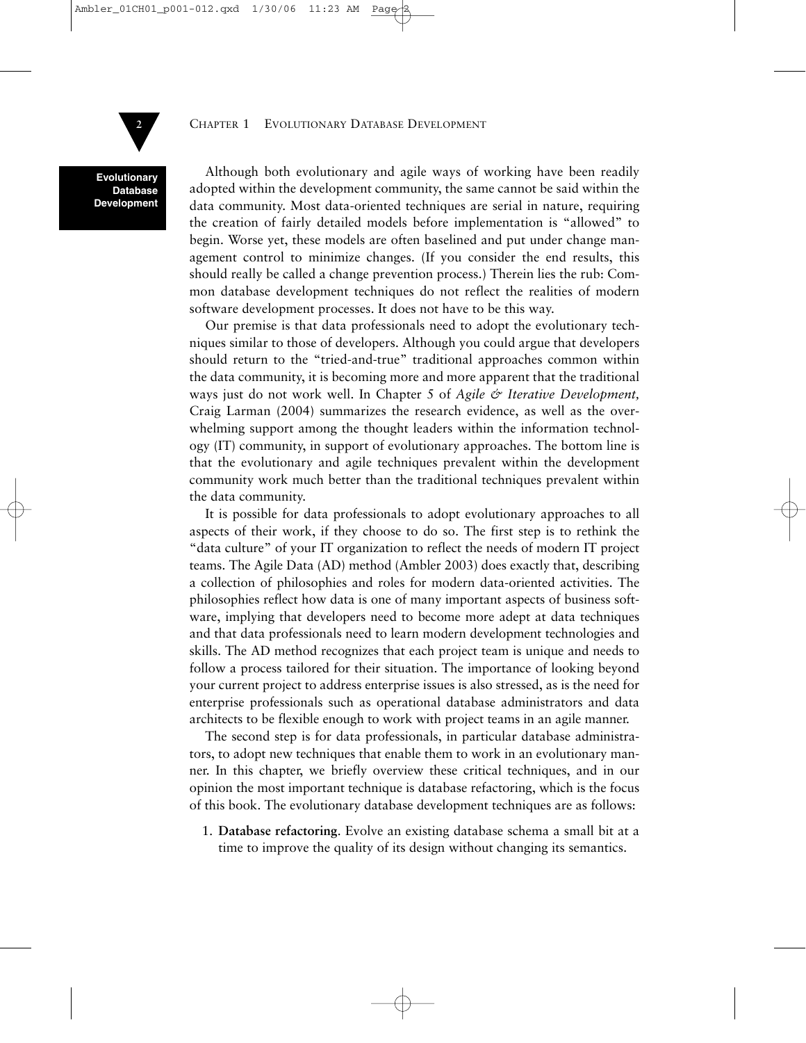Although both evolutionary and agile ways of working have been readily adopted within the development community, the same cannot be said within the data community. Most data-oriented techniques are serial in nature, requiring the creation of fairly detailed models before implementation is "allowed" to begin. Worse yet, these models are often baselined and put under change management control to minimize changes. (If you consider the end results, this should really be called a change prevention process.) Therein lies the rub: Common database development techniques do not reflect the realities of modern software development processes. It does not have to be this way.

Our premise is that data professionals need to adopt the evolutionary techniques similar to those of developers. Although you could argue that developers should return to the "tried-and-true" traditional approaches common within the data community, it is becoming more and more apparent that the traditional ways just do not work well. In Chapter 5 of *Agile & Iterative Development,* Craig Larman (2004) summarizes the research evidence, as well as the overwhelming support among the thought leaders within the information technology (IT) community, in support of evolutionary approaches. The bottom line is that the evolutionary and agile techniques prevalent within the development community work much better than the traditional techniques prevalent within the data community.

It is possible for data professionals to adopt evolutionary approaches to all aspects of their work, if they choose to do so. The first step is to rethink the "data culture" of your IT organization to reflect the needs of modern IT project teams. The Agile Data (AD) method (Ambler 2003) does exactly that, describing a collection of philosophies and roles for modern data-oriented activities. The philosophies reflect how data is one of many important aspects of business software, implying that developers need to become more adept at data techniques and that data professionals need to learn modern development technologies and skills. The AD method recognizes that each project team is unique and needs to follow a process tailored for their situation. The importance of looking beyond your current project to address enterprise issues is also stressed, as is the need for enterprise professionals such as operational database administrators and data architects to be flexible enough to work with project teams in an agile manner.

The second step is for data professionals, in particular database administrators, to adopt new techniques that enable them to work in an evolutionary manner. In this chapter, we briefly overview these critical techniques, and in our opinion the most important technique is database refactoring, which is the focus of this book. The evolutionary database development techniques are as follows:

1. **Database refactoring**. Evolve an existing database schema a small bit at a time to improve the quality of its design without changing its semantics.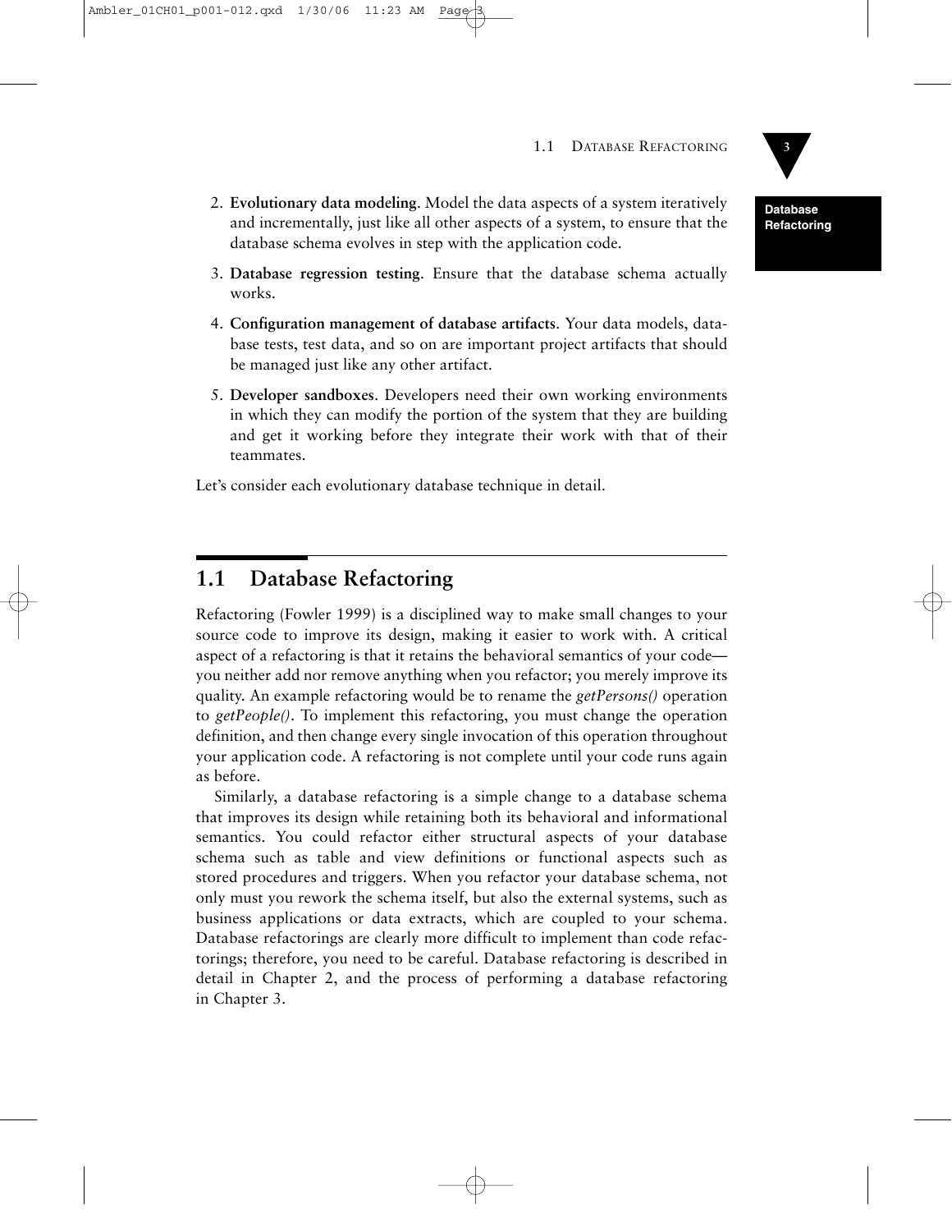2. **Evolutionary data modeling**. Model the data aspects of a system iteratively and incrementally, just like all other aspects of a system, to ensure that the database schema evolves in step with the application code.

3. **Database regression testing**. Ensure that the database schema actually works.

4. **Configuration management of database artifacts**. Your data models, database tests, test data, and so on are important project artifacts that should be managed just like any other artifact.

5. **Developer sandboxes**. Developers need their own working environments in which they can modify the portion of the system that they are building and get it working before they integrate their work with that of their teammates.

Let's consider each evolutionary database technique in detail.

## 1.1 Database Refactoring

Refactoring (Fowler 1999) is a disciplined way to make small changes to your source code to improve its design, making it easier to work with. A critical aspect of a refactoring is that it retains the behavioral semantics of your code—you neither add nor remove anything when you refactor; you merely improve its quality. An example refactoring would be to rename the *getPersons()* operation to *getPeople()*. To implement this refactoring, you must change the operation definition, and then change every single invocation of this operation throughout your application code. A refactoring is not complete until your code runs again as before.

Similarly, a database refactoring is a simple change to a database schema that improves its design while retaining both its behavioral and informational semantics. You could refactor either structural aspects of your database schema such as table and view definitions or functional aspects such as stored procedures and triggers. When you refactor your database schema, not only must you rework the schema itself, but also the external systems, such as business applications or data extracts, which are coupled to your schema. Database refactorings are clearly more difficult to implement than code refactorings; therefore, you need to be careful. Database refactoring is described in detail in Chapter 2, and the process of performing a database refactoring in Chapter 3.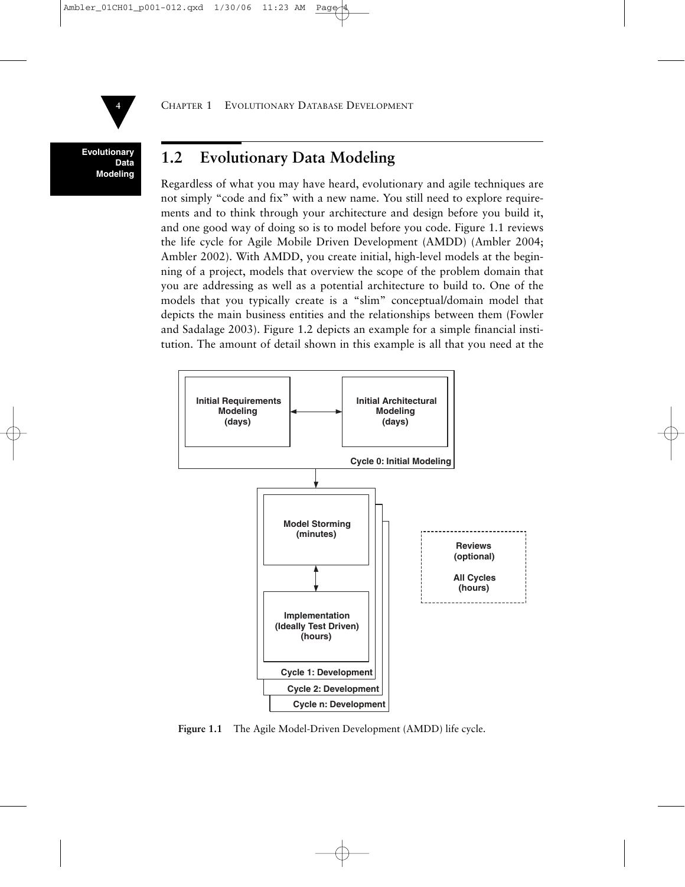## 1.2 Evolutionary Data Modeling

Regardless of what you may have heard, evolutionary and agile techniques are not simply "code and fix" with a new name. You still need to explore requirements and to think through your architecture and design before you build it, and one good way of doing so is to model before you code. Figure 1.1 reviews the life cycle for Agile Mobile Driven Development (AMDD) (Ambler 2004; Ambler 2002). With AMDD, you create initial, high-level models at the beginning of a project, models that overview the scope of the problem domain that you are addressing as well as a potential architecture to build to. One of the models that you typically create is a "slim" conceptual/domain model that depicts the main business entities and the relationships between them (Fowler and Sadalage 2003). Figure 1.2 depicts an example for a simple financial institution. The amount of detail shown in this example is all that you need at the

**Figure 1.1** The Agile Model-Driven Development (AMDD) life cycle.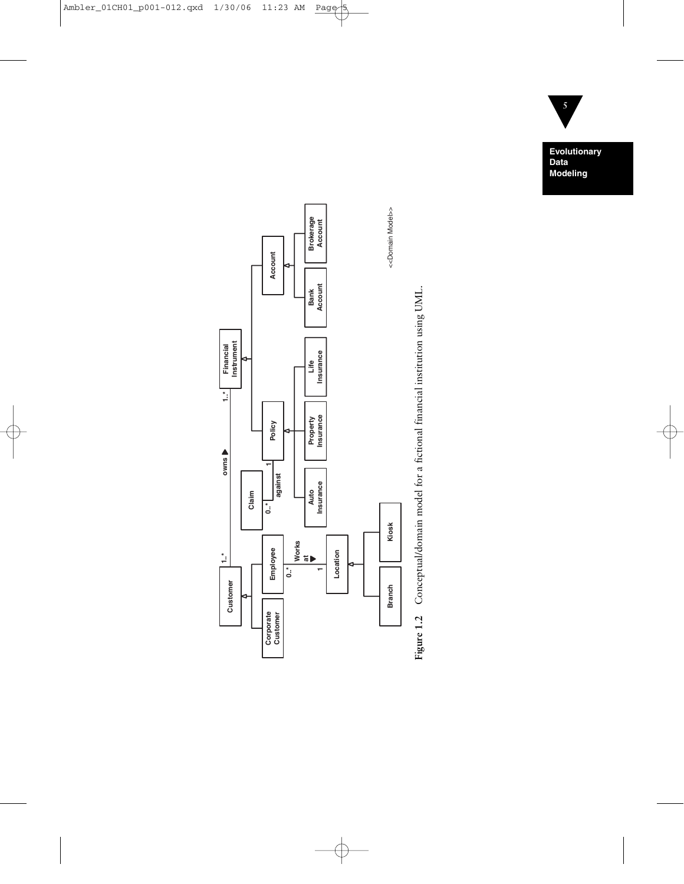**Figure 1.2** Conceptual/domain model for a fictional financial institution using UML.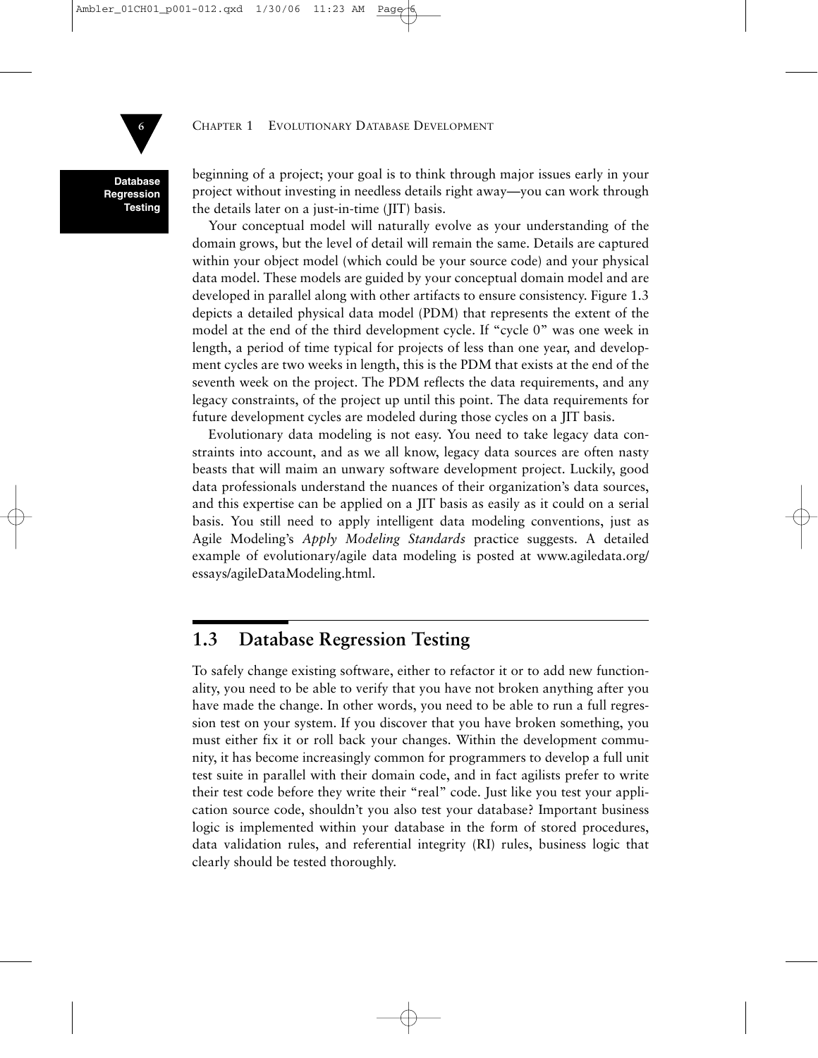beginning of a project; your goal is to think through major issues early in your project without investing in needless details right away—you can work through the details later on a just-in-time (JIT) basis.

Your conceptual model will naturally evolve as your understanding of the domain grows, but the level of detail will remain the same. Details are captured within your object model (which could be your source code) and your physical data model. These models are guided by your conceptual domain model and are developed in parallel along with other artifacts to ensure consistency. Figure 1.3 depicts a detailed physical data model (PDM) that represents the extent of the model at the end of the third development cycle. If "cycle 0" was one week in length, a period of time typical for projects of less than one year, and development cycles are two weeks in length, this is the PDM that exists at the end of the seventh week on the project. The PDM reflects the data requirements, and any legacy constraints, of the project up until this point. The data requirements for future development cycles are modeled during those cycles on a JIT basis.

Evolutionary data modeling is not easy. You need to take legacy data constraints into account, and as we all know, legacy data sources are often nasty beasts that will maim an unwary software development project. Luckily, good data professionals understand the nuances of their organization's data sources, and this expertise can be applied on a JIT basis as easily as it could on a serial basis. You still need to apply intelligent data modeling conventions, just as Agile Modeling's *Apply Modeling Standards* practice suggests. A detailed example of evolutionary/agile data modeling is posted at www.agiledata.org/essays/agileDataModeling.html.

## 1.3 Database Regression Testing

To safely change existing software, either to refactor it or to add new functionality, you need to be able to verify that you have not broken anything after you have made the change. In other words, you need to be able to run a full regression test on your system. If you discover that you have broken something, you must either fix it or roll back your changes. Within the development community, it has become increasingly common for programmers to develop a full unit test suite in parallel with their domain code, and in fact agilists prefer to write their test code before they write their "real" code. Just like you test your application source code, shouldn't you also test your database? Important business logic is implemented within your database in the form of stored procedures, data validation rules, and referential integrity (RI) rules, business logic that clearly should be tested thoroughly.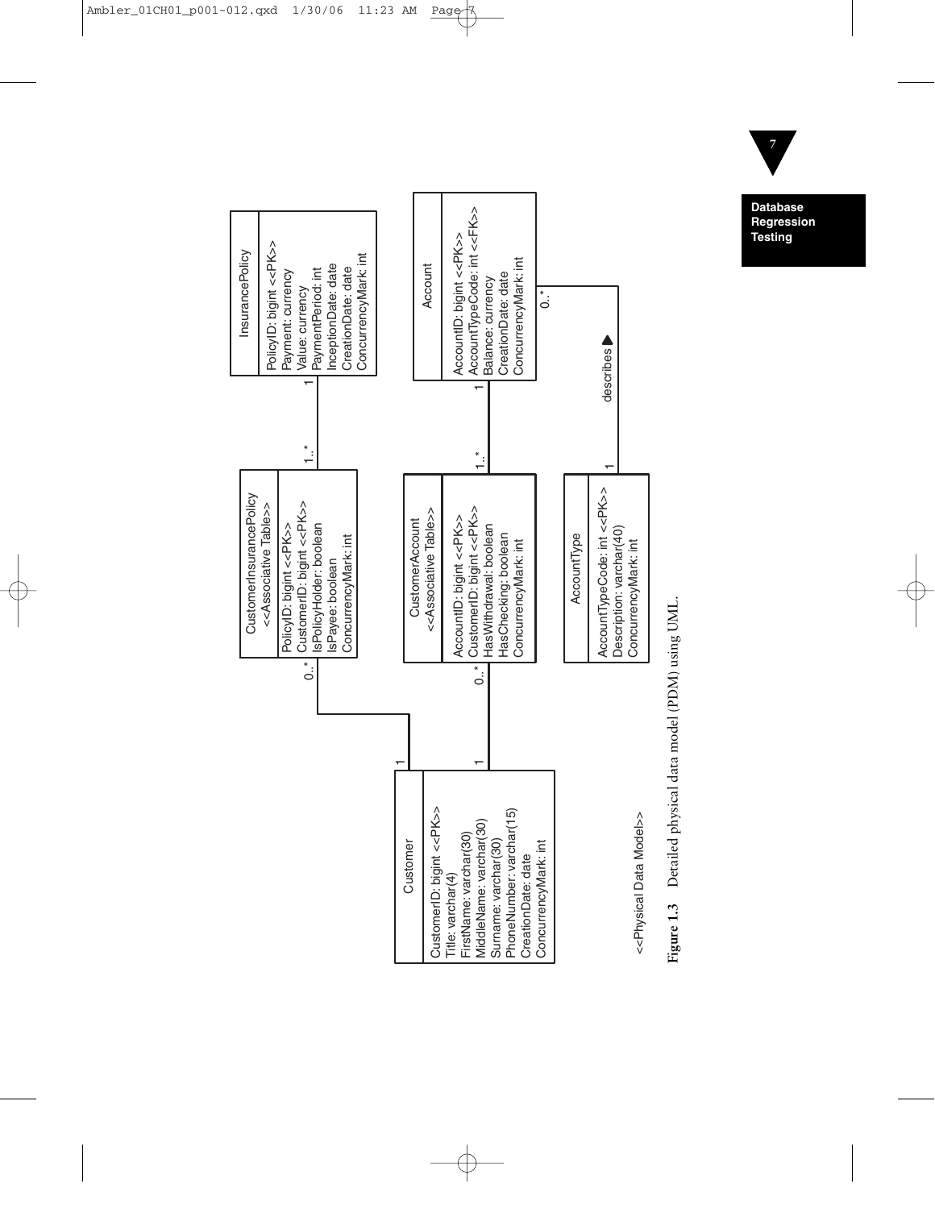```
<<Physical Data Model>>

Customer
-----------------------------
CustomerID: bigint <<PK>>
Title: varchar(4)
FirstName: varchar(30)
MiddleName: varchar(30)
Surname: varchar(30)
PhoneNumber: varchar(15)
CreationDate: date
ConcurrencyMark: int

CustomerInsurancePolicy
<<Associative Table>>
-----------------------------
PolicyID: bigint <<PK>>
CustomerID: bigint <<PK>>
IsPolicyHolder: boolean
IsPayee: boolean
ConcurrencyMark: int

InsurancePolicy
-----------------------------
PolicyID: bigint <<PK>>
Payment: currency
Value: currency
PaymentPeriod: int
InceptionDate: date
CreationDate: date
ConcurrencyMark: int

CustomerAccount
<<Associative Table>>
-----------------------------
AccountID: bigint <<PK>>
CustomerID: bigint <<PK>>
HasWithdrawal: boolean
HasChecking: boolean
ConcurrencyMark: int

Account
-----------------------------
AccountID: bigint <<PK>>
AccountTypeCode: int <<FK>>
Balance: currency
CreationDate: date
ConcurrencyMark: int

AccountType
-----------------------------
AccountTypeCode: int <<PK>>
Description: varchar(40)
ConcurrencyMark: int

Relationships:
Customer 1 ---- 0..* CustomerInsurancePolicy
CustomerInsurancePolicy 1..* ---- 1 InsurancePolicy
Customer 1 ---- 0..* CustomerAccount
CustomerAccount 1..* ---- 1 Account
AccountType 1 ---- describes ▶ ---- 0..* Account
```

**Figure 1.3** Detailed physical data model (PDM) using UML.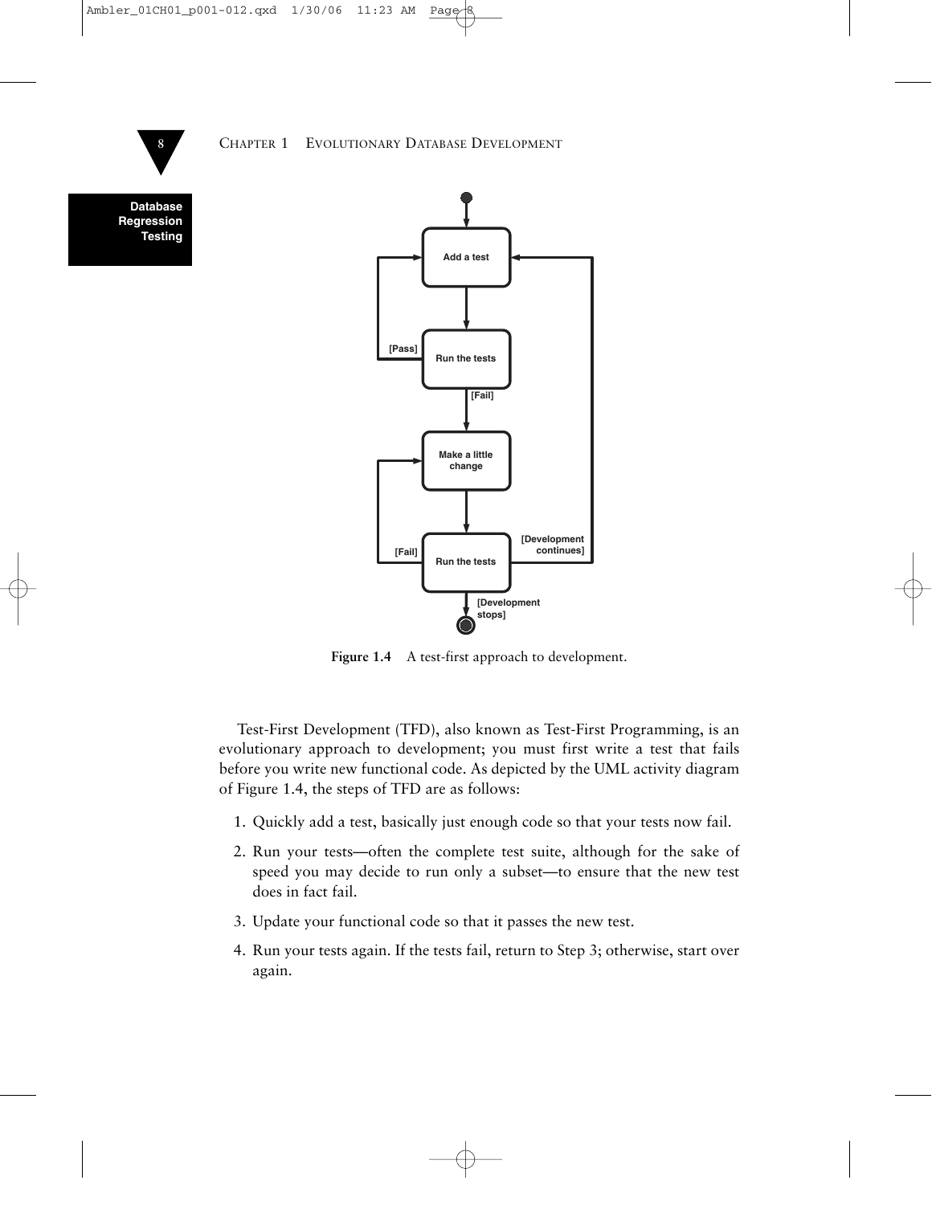Figure 1.4 A test-first approach to development.

Test-First Development (TFD), also known as Test-First Programming, is an evolutionary approach to development; you must first write a test that fails before you write new functional code. As depicted by the UML activity diagram of Figure 1.4, the steps of TFD are as follows:

1. Quickly add a test, basically just enough code so that your tests now fail.
2. Run your tests—often the complete test suite, although for the sake of speed you may decide to run only a subset—to ensure that the new test does in fact fail.
3. Update your functional code so that it passes the new test.
4. Run your tests again. If the tests fail, return to Step 3; otherwise, start over again.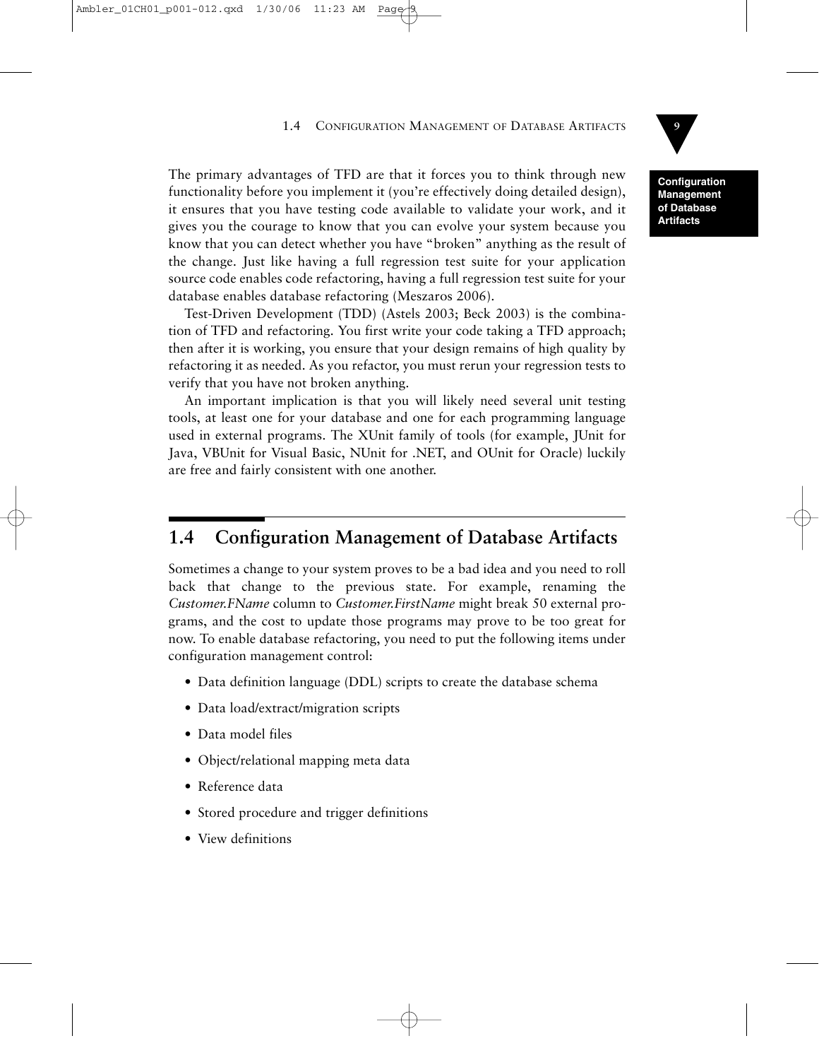The primary advantages of TFD are that it forces you to think through new functionality before you implement it (you're effectively doing detailed design), it ensures that you have testing code available to validate your work, and it gives you the courage to know that you can evolve your system because you know that you can detect whether you have "broken" anything as the result of the change. Just like having a full regression test suite for your application source code enables code refactoring, having a full regression test suite for your database enables database refactoring (Meszaros 2006).

Test-Driven Development (TDD) (Astels 2003; Beck 2003) is the combination of TFD and refactoring. You first write your code taking a TFD approach; then after it is working, you ensure that your design remains of high quality by refactoring it as needed. As you refactor, you must rerun your regression tests to verify that you have not broken anything.

An important implication is that you will likely need several unit testing tools, at least one for your database and one for each programming language used in external programs. The XUnit family of tools (for example, JUnit for Java, VBUnit for Visual Basic, NUnit for .NET, and OUnit for Oracle) luckily are free and fairly consistent with one another.

## 1.4 Configuration Management of Database Artifacts

Sometimes a change to your system proves to be a bad idea and you need to roll back that change to the previous state. For example, renaming the *Customer.FName* column to *Customer.FirstName* might break 50 external programs, and the cost to update those programs may prove to be too great for now. To enable database refactoring, you need to put the following items under configuration management control:

- Data definition language (DDL) scripts to create the database schema
- Data load/extract/migration scripts
- Data model files
- Object/relational mapping meta data
- Reference data
- Stored procedure and trigger definitions
- View definitions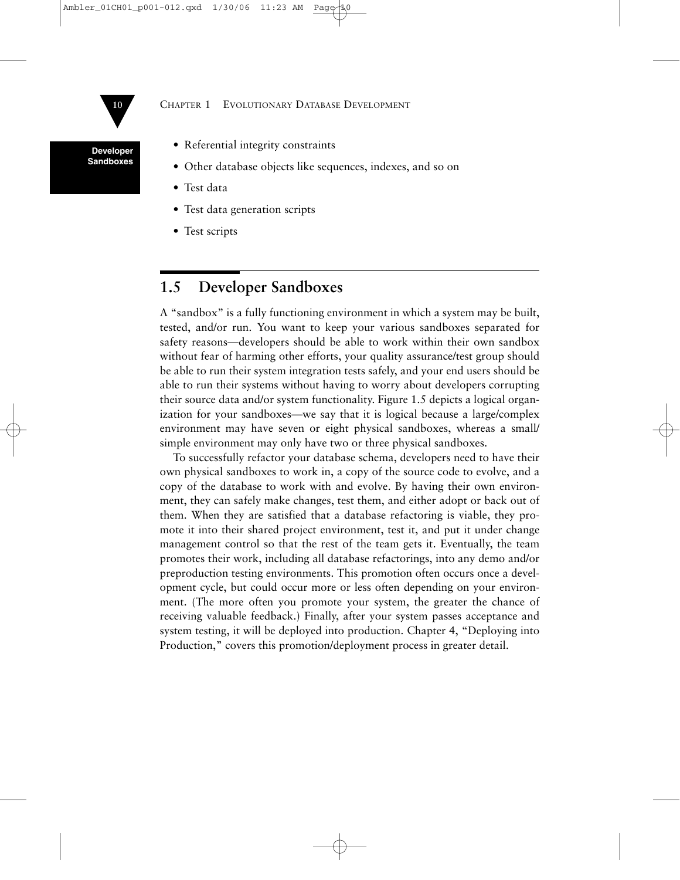- Referential integrity constraints
- Other database objects like sequences, indexes, and so on
- Test data
- Test data generation scripts
- Test scripts

## 1.5 Developer Sandboxes

A "sandbox" is a fully functioning environment in which a system may be built, tested, and/or run. You want to keep your various sandboxes separated for safety reasons—developers should be able to work within their own sandbox without fear of harming other efforts, your quality assurance/test group should be able to run their system integration tests safely, and your end users should be able to run their systems without having to worry about developers corrupting their source data and/or system functionality. Figure 1.5 depicts a logical organization for your sandboxes—we say that it is logical because a large/complex environment may have seven or eight physical sandboxes, whereas a small/simple environment may only have two or three physical sandboxes.

To successfully refactor your database schema, developers need to have their own physical sandboxes to work in, a copy of the source code to evolve, and a copy of the database to work with and evolve. By having their own environment, they can safely make changes, test them, and either adopt or back out of them. When they are satisfied that a database refactoring is viable, they promote it into their shared project environment, test it, and put it under change management control so that the rest of the team gets it. Eventually, the team promotes their work, including all database refactorings, into any demo and/or preproduction testing environments. This promotion often occurs once a development cycle, but could occur more or less often depending on your environment. (The more often you promote your system, the greater the chance of receiving valuable feedback.) Finally, after your system passes acceptance and system testing, it will be deployed into production. Chapter 4, "Deploying into Production," covers this promotion/deployment process in greater detail.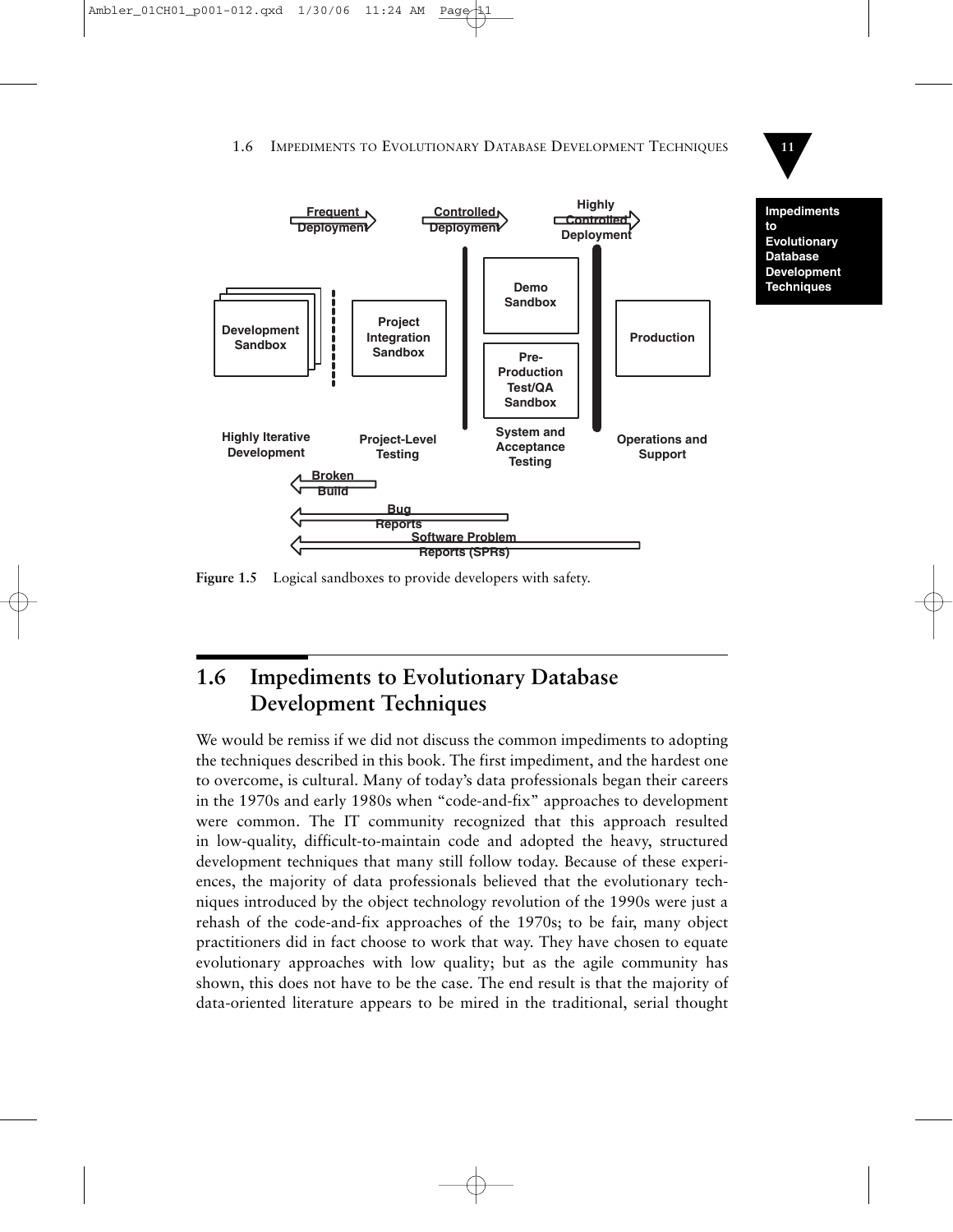Frequent Deployment

Controlled Deployment

Highly Controlled Deployment

Development Sandbox

Project Integration Sandbox

Demo Sandbox

Pre-Production Test/QA Sandbox

Production

Highly Iterative Development

Project-Level Testing

System and Acceptance Testing

Operations and Support

Broken Build

Bug Reports

Software Problem Reports (SPRs)

**Figure 1.5** Logical sandboxes to provide developers with safety.

## 1.6 Impediments to Evolutionary Database Development Techniques

We would be remiss if we did not discuss the common impediments to adopting the techniques described in this book. The first impediment, and the hardest one to overcome, is cultural. Many of today's data professionals began their careers in the 1970s and early 1980s when "code-and-fix" approaches to development were common. The IT community recognized that this approach resulted in low-quality, difficult-to-maintain code and adopted the heavy, structured development techniques that many still follow today. Because of these experiences, the majority of data professionals believed that the evolutionary techniques introduced by the object technology revolution of the 1990s were just a rehash of the code-and-fix approaches of the 1970s; to be fair, many object practitioners did in fact choose to work that way. They have chosen to equate evolutionary approaches with low quality; but as the agile community has shown, this does not have to be the case. The end result is that the majority of data-oriented literature appears to be mired in the traditional, serial thought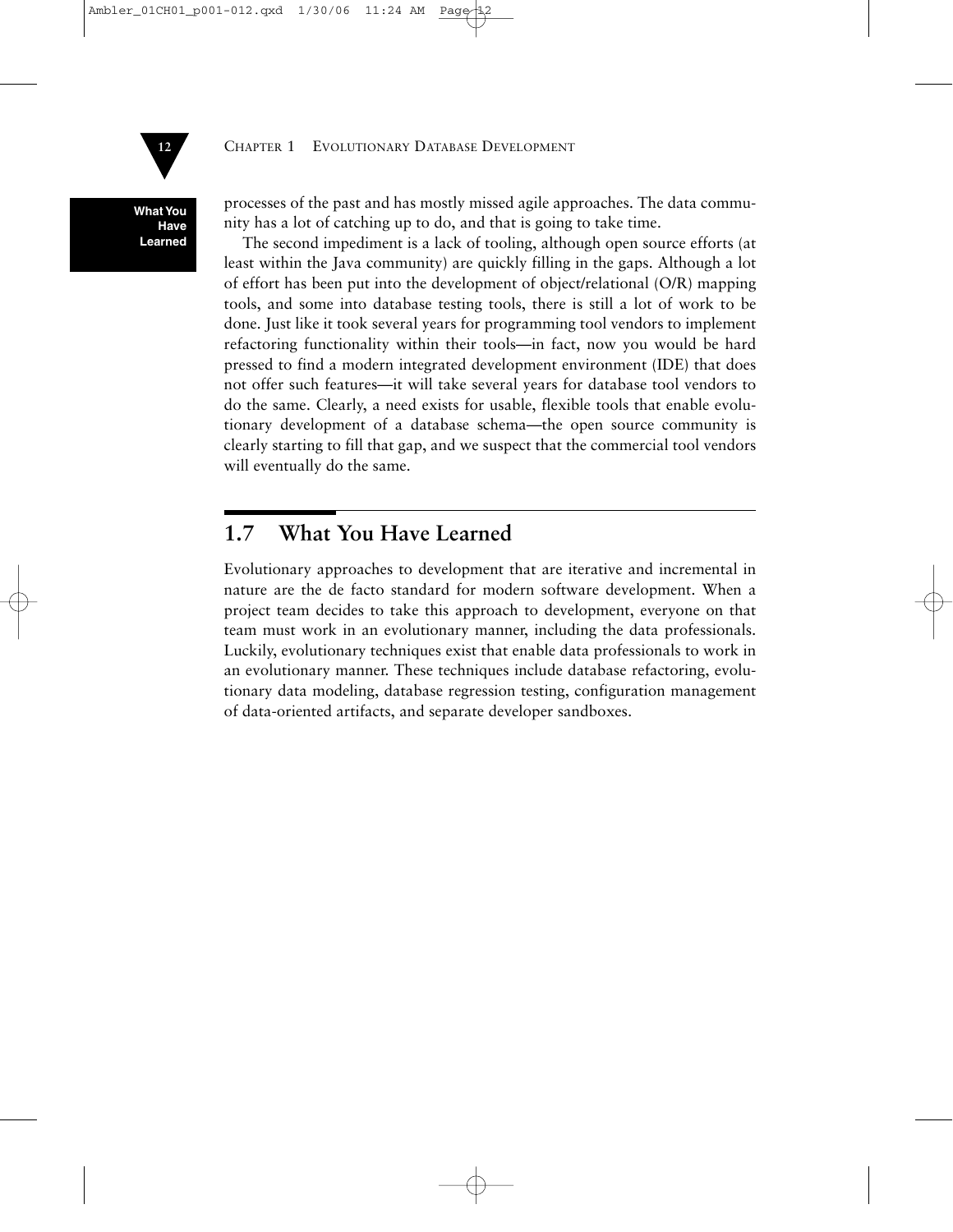processes of the past and has mostly missed agile approaches. The data community has a lot of catching up to do, and that is going to take time.

The second impediment is a lack of tooling, although open source efforts (at least within the Java community) are quickly filling in the gaps. Although a lot of effort has been put into the development of object/relational (O/R) mapping tools, and some into database testing tools, there is still a lot of work to be done. Just like it took several years for programming tool vendors to implement refactoring functionality within their tools—in fact, now you would be hard pressed to find a modern integrated development environment (IDE) that does not offer such features—it will take several years for database tool vendors to do the same. Clearly, a need exists for usable, flexible tools that enable evolutionary development of a database schema—the open source community is clearly starting to fill that gap, and we suspect that the commercial tool vendors will eventually do the same.

## 1.7 What You Have Learned

Evolutionary approaches to development that are iterative and incremental in nature are the de facto standard for modern software development. When a project team decides to take this approach to development, everyone on that team must work in an evolutionary manner, including the data professionals. Luckily, evolutionary techniques exist that enable data professionals to work in an evolutionary manner. These techniques include database refactoring, evolutionary data modeling, database regression testing, configuration management of data-oriented artifacts, and separate developer sandboxes.